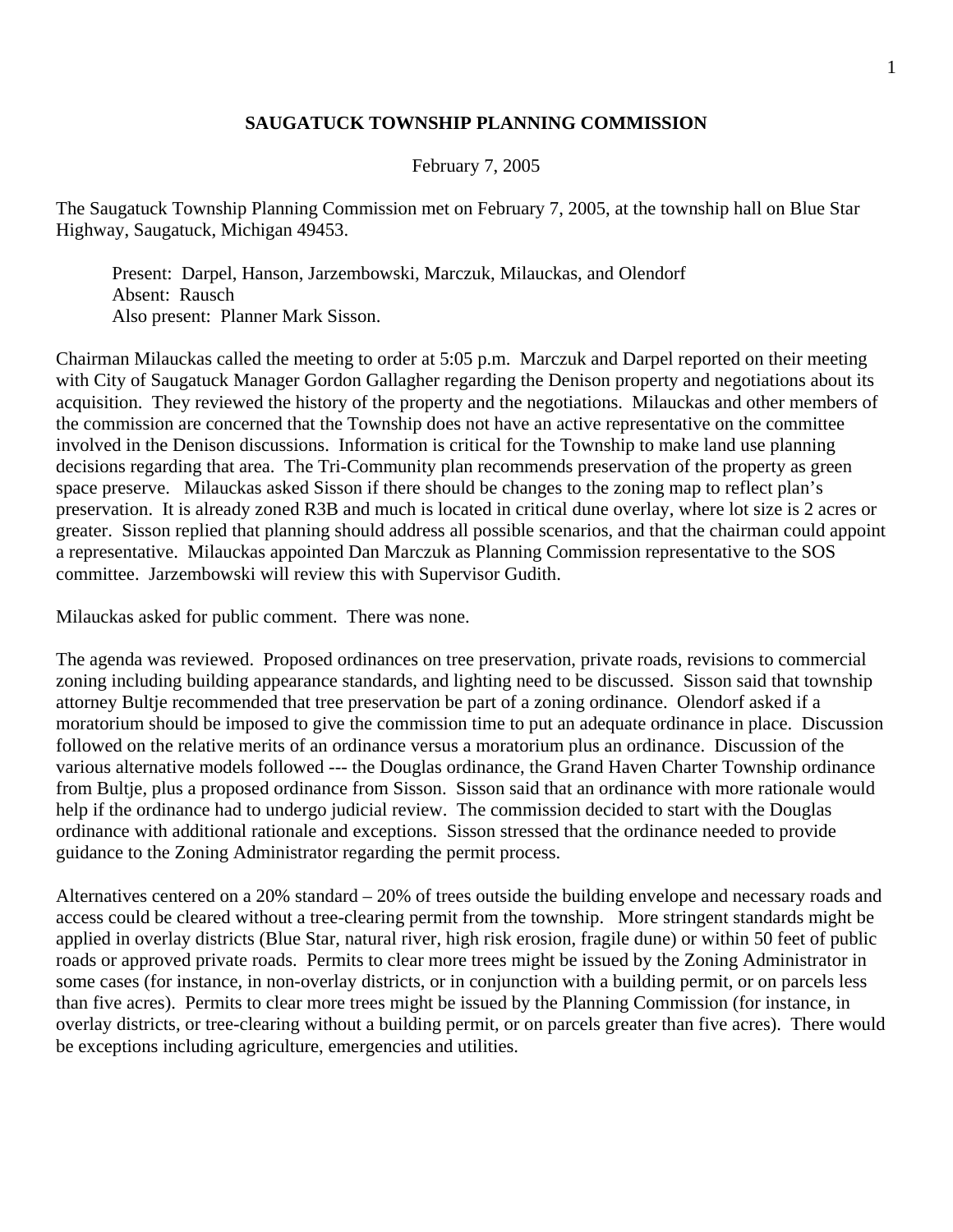# SAUGATUCK TOWNSHIP PLANNING COMMISSION

February 7, 2005

The Saugatuck Township Planning Commission met on February 7, 2005, at the township hall on Blue Star Highway, Saugatuck, Michigan 49453.

Present: Darpel, Hanson, Jarzembowski, Marczuk, Milauckas, and Olendorf
Absent: Rausch
Also present: Planner Mark Sisson.

Chairman Milauckas called the meeting to order at 5:05 p.m. Marczuk and Darpel reported on their meeting with City of Saugatuck Manager Gordon Gallagher regarding the Denison property and negotiations about its acquisition. They reviewed the history of the property and the negotiations. Milauckas and other members of the commission are concerned that the Township does not have an active representative on the committee involved in the Denison discussions. Information is critical for the Township to make land use planning decisions regarding that area. The Tri-Community plan recommends preservation of the property as green space preserve. Milauckas asked Sisson if there should be changes to the zoning map to reflect plan's preservation. It is already zoned R3B and much is located in critical dune overlay, where lot size is 2 acres or greater. Sisson replied that planning should address all possible scenarios, and that the chairman could appoint a representative. Milauckas appointed Dan Marczuk as Planning Commission representative to the SOS committee. Jarzembowski will review this with Supervisor Gudith.

Milauckas asked for public comment. There was none.

The agenda was reviewed. Proposed ordinances on tree preservation, private roads, revisions to commercial zoning including building appearance standards, and lighting need to be discussed. Sisson said that township attorney Bultje recommended that tree preservation be part of a zoning ordinance. Olendorf asked if a moratorium should be imposed to give the commission time to put an adequate ordinance in place. Discussion followed on the relative merits of an ordinance versus a moratorium plus an ordinance. Discussion of the various alternative models followed --- the Douglas ordinance, the Grand Haven Charter Township ordinance from Bultje, plus a proposed ordinance from Sisson. Sisson said that an ordinance with more rationale would help if the ordinance had to undergo judicial review. The commission decided to start with the Douglas ordinance with additional rationale and exceptions. Sisson stressed that the ordinance needed to provide guidance to the Zoning Administrator regarding the permit process.

Alternatives centered on a 20% standard – 20% of trees outside the building envelope and necessary roads and access could be cleared without a tree-clearing permit from the township. More stringent standards might be applied in overlay districts (Blue Star, natural river, high risk erosion, fragile dune) or within 50 feet of public roads or approved private roads. Permits to clear more trees might be issued by the Zoning Administrator in some cases (for instance, in non-overlay districts, or in conjunction with a building permit, or on parcels less than five acres). Permits to clear more trees might be issued by the Planning Commission (for instance, in overlay districts, or tree-clearing without a building permit, or on parcels greater than five acres). There would be exceptions including agriculture, emergencies and utilities.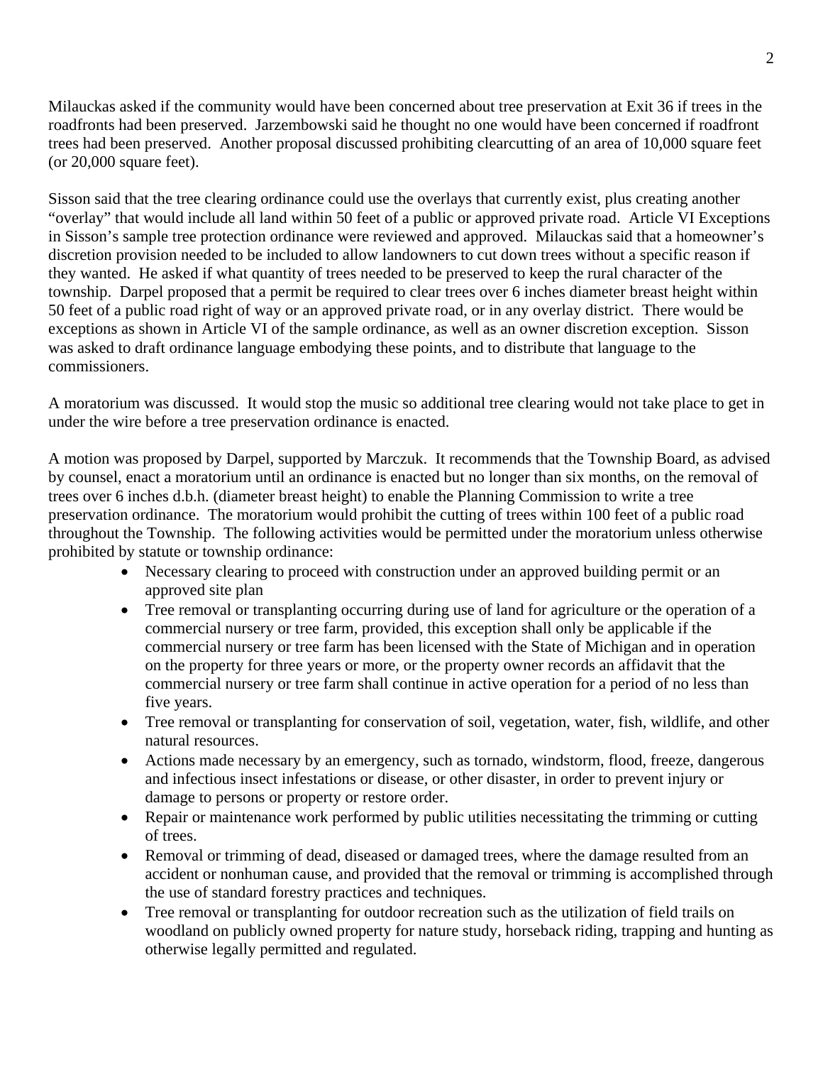Milauckas asked if the community would have been concerned about tree preservation at Exit 36 if trees in the roadfronts had been preserved. Jarzembowski said he thought no one would have been concerned if roadfront trees had been preserved. Another proposal discussed prohibiting clearcutting of an area of 10,000 square feet (or 20,000 square feet).

Sisson said that the tree clearing ordinance could use the overlays that currently exist, plus creating another "overlay" that would include all land within 50 feet of a public or approved private road. Article VI Exceptions in Sisson's sample tree protection ordinance were reviewed and approved. Milauckas said that a homeowner's discretion provision needed to be included to allow landowners to cut down trees without a specific reason if they wanted. He asked if what quantity of trees needed to be preserved to keep the rural character of the township. Darpel proposed that a permit be required to clear trees over 6 inches diameter breast height within 50 feet of a public road right of way or an approved private road, or in any overlay district. There would be exceptions as shown in Article VI of the sample ordinance, as well as an owner discretion exception. Sisson was asked to draft ordinance language embodying these points, and to distribute that language to the commissioners.

A moratorium was discussed. It would stop the music so additional tree clearing would not take place to get in under the wire before a tree preservation ordinance is enacted.

A motion was proposed by Darpel, supported by Marczuk. It recommends that the Township Board, as advised by counsel, enact a moratorium until an ordinance is enacted but no longer than six months, on the removal of trees over 6 inches d.b.h. (diameter breast height) to enable the Planning Commission to write a tree preservation ordinance. The moratorium would prohibit the cutting of trees within 100 feet of a public road throughout the Township. The following activities would be permitted under the moratorium unless otherwise prohibited by statute or township ordinance:

- Necessary clearing to proceed with construction under an approved building permit or an approved site plan
- Tree removal or transplanting occurring during use of land for agriculture or the operation of a commercial nursery or tree farm, provided, this exception shall only be applicable if the commercial nursery or tree farm has been licensed with the State of Michigan and in operation on the property for three years or more, or the property owner records an affidavit that the commercial nursery or tree farm shall continue in active operation for a period of no less than five years.
- Tree removal or transplanting for conservation of soil, vegetation, water, fish, wildlife, and other natural resources.
- Actions made necessary by an emergency, such as tornado, windstorm, flood, freeze, dangerous and infectious insect infestations or disease, or other disaster, in order to prevent injury or damage to persons or property or restore order.
- Repair or maintenance work performed by public utilities necessitating the trimming or cutting of trees.
- Removal or trimming of dead, diseased or damaged trees, where the damage resulted from an accident or nonhuman cause, and provided that the removal or trimming is accomplished through the use of standard forestry practices and techniques.
- Tree removal or transplanting for outdoor recreation such as the utilization of field trails on woodland on publicly owned property for nature study, horseback riding, trapping and hunting as otherwise legally permitted and regulated.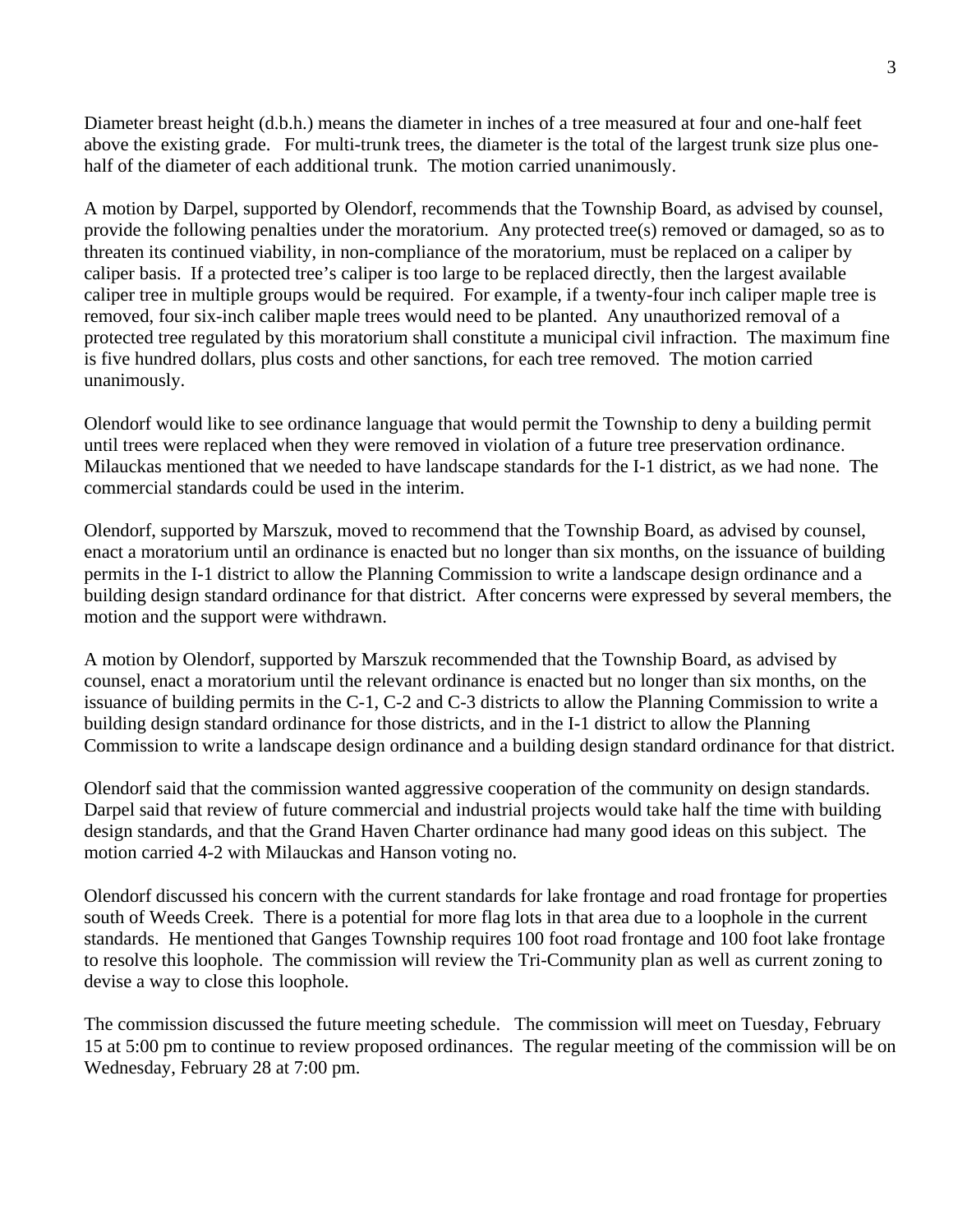Diameter breast height (d.b.h.) means the diameter in inches of a tree measured at four and one-half feet above the existing grade. For multi-trunk trees, the diameter is the total of the largest trunk size plus one-half of the diameter of each additional trunk. The motion carried unanimously.

A motion by Darpel, supported by Olendorf, recommends that the Township Board, as advised by counsel, provide the following penalties under the moratorium. Any protected tree(s) removed or damaged, so as to threaten its continued viability, in non-compliance of the moratorium, must be replaced on a caliper by caliper basis. If a protected tree's caliper is too large to be replaced directly, then the largest available caliper tree in multiple groups would be required. For example, if a twenty-four inch caliper maple tree is removed, four six-inch caliber maple trees would need to be planted. Any unauthorized removal of a protected tree regulated by this moratorium shall constitute a municipal civil infraction. The maximum fine is five hundred dollars, plus costs and other sanctions, for each tree removed. The motion carried unanimously.

Olendorf would like to see ordinance language that would permit the Township to deny a building permit until trees were replaced when they were removed in violation of a future tree preservation ordinance. Milauckas mentioned that we needed to have landscape standards for the I-1 district, as we had none. The commercial standards could be used in the interim.

Olendorf, supported by Marszuk, moved to recommend that the Township Board, as advised by counsel, enact a moratorium until an ordinance is enacted but no longer than six months, on the issuance of building permits in the I-1 district to allow the Planning Commission to write a landscape design ordinance and a building design standard ordinance for that district. After concerns were expressed by several members, the motion and the support were withdrawn.

A motion by Olendorf, supported by Marszuk recommended that the Township Board, as advised by counsel, enact a moratorium until the relevant ordinance is enacted but no longer than six months, on the issuance of building permits in the C-1, C-2 and C-3 districts to allow the Planning Commission to write a building design standard ordinance for those districts, and in the I-1 district to allow the Planning Commission to write a landscape design ordinance and a building design standard ordinance for that district.

Olendorf said that the commission wanted aggressive cooperation of the community on design standards. Darpel said that review of future commercial and industrial projects would take half the time with building design standards, and that the Grand Haven Charter ordinance had many good ideas on this subject. The motion carried 4-2 with Milauckas and Hanson voting no.

Olendorf discussed his concern with the current standards for lake frontage and road frontage for properties south of Weeds Creek. There is a potential for more flag lots in that area due to a loophole in the current standards. He mentioned that Ganges Township requires 100 foot road frontage and 100 foot lake frontage to resolve this loophole. The commission will review the Tri-Community plan as well as current zoning to devise a way to close this loophole.

The commission discussed the future meeting schedule. The commission will meet on Tuesday, February 15 at 5:00 pm to continue to review proposed ordinances. The regular meeting of the commission will be on Wednesday, February 28 at 7:00 pm.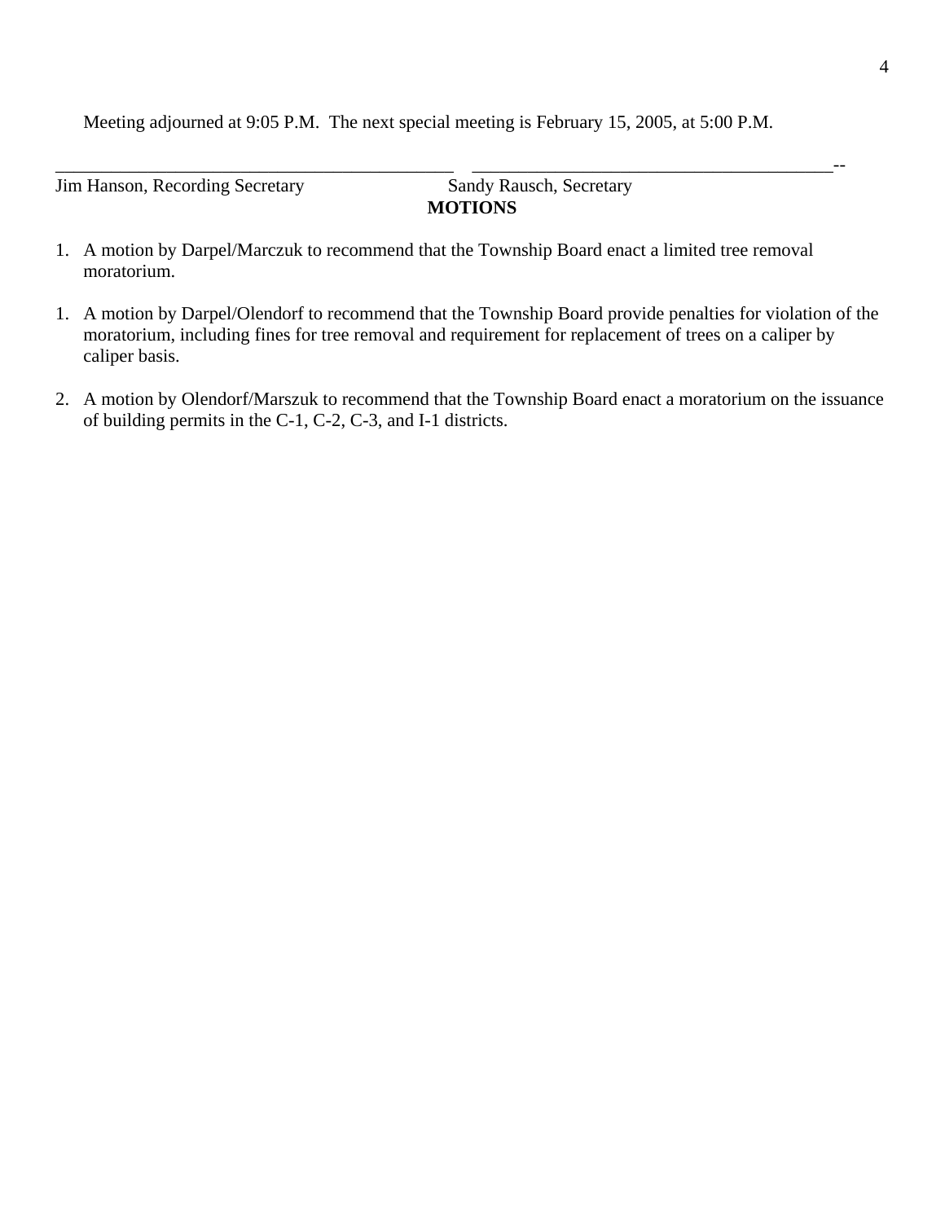Meeting adjourned at 9:05 P.M. The next special meeting is February 15, 2005, at 5:00 P.M.

_____________________________________________ _________________________________________--

Jim Hanson, Recording Secretary Sandy Rausch, Secretary

**MOTIONS**

1. A motion by Darpel/Marczuk to recommend that the Township Board enact a limited tree removal moratorium.

1. A motion by Darpel/Olendorf to recommend that the Township Board provide penalties for violation of the moratorium, including fines for tree removal and requirement for replacement of trees on a caliper by caliper basis.

2. A motion by Olendorf/Marszuk to recommend that the Township Board enact a moratorium on the issuance of building permits in the C-1, C-2, C-3, and I-1 districts.